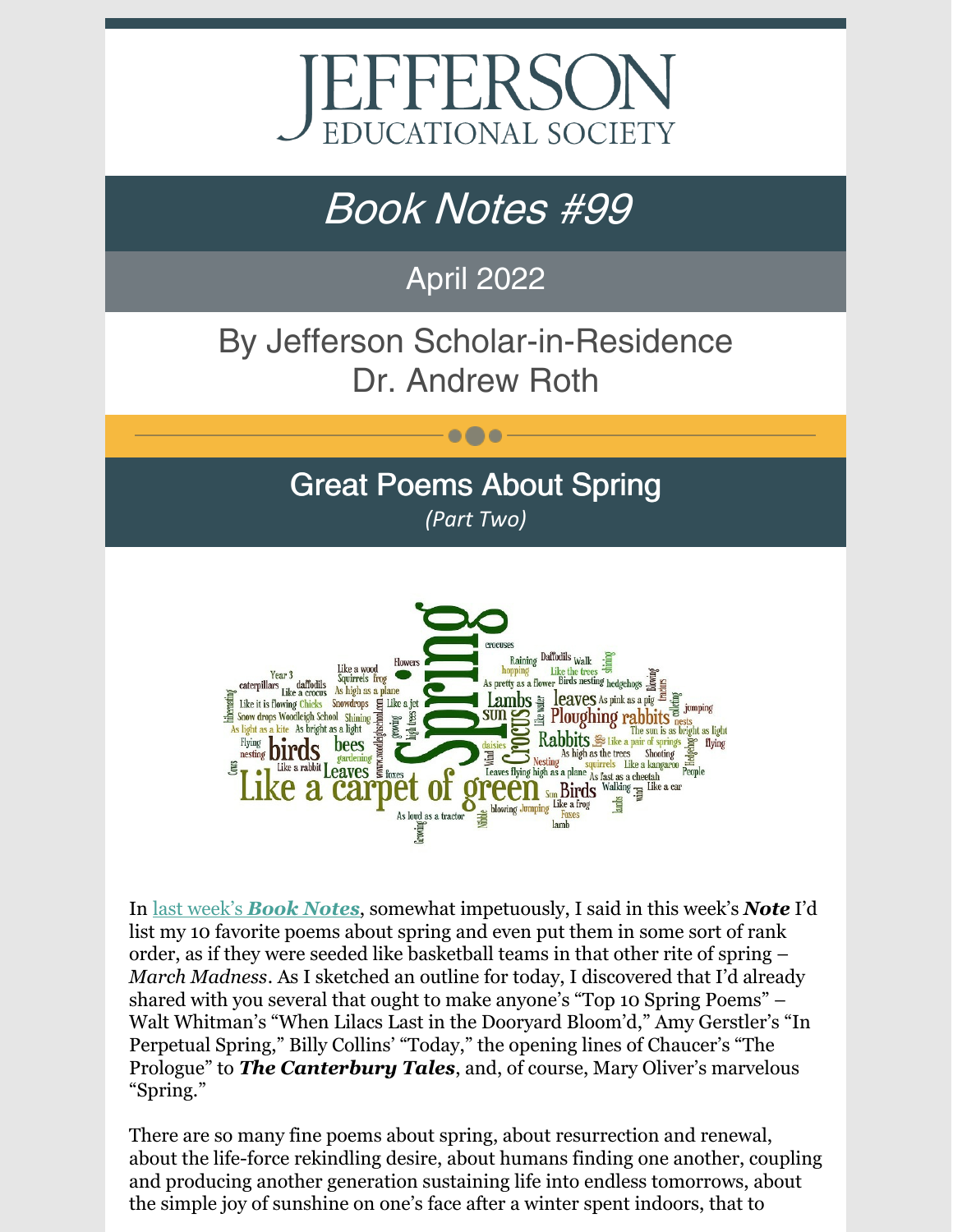# JEFFERSON EDUCATIONAL SOCIETY

## *Book Notes #99*

April 2022

By Jefferson Scholar-in-Residence
Dr. Andrew Roth

## Great Poems About Spring

*(Part Two)*

In [last week's ***Book Notes***](), somewhat impetuously, I said in this week's ***Note*** I'd list my 10 favorite poems about spring and even put them in some sort of rank order, as if they were seeded like basketball teams in that other rite of spring – *March Madness*. As I sketched an outline for today, I discovered that I'd already shared with you several that ought to make anyone's "Top 10 Spring Poems" – Walt Whitman's "When Lilacs Last in the Dooryard Bloom'd," Amy Gerstler's "In Perpetual Spring," Billy Collins' "Today," the opening lines of Chaucer's "The Prologue" to ***The Canterbury Tales***, and, of course, Mary Oliver's marvelous "Spring."

There are so many fine poems about spring, about resurrection and renewal, about the life-force rekindling desire, about humans finding one another, coupling and producing another generation sustaining life into endless tomorrows, about the simple joy of sunshine on one's face after a winter spent indoors, that to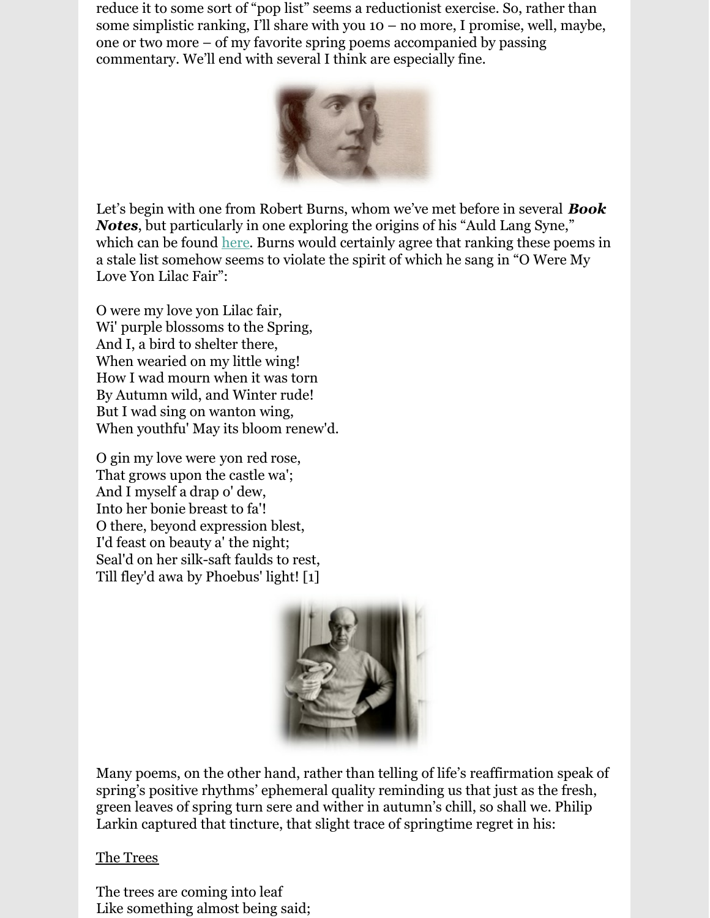reduce it to some sort of "pop list" seems a reductionist exercise. So, rather than some simplistic ranking, I'll share with you 10 – no more, I promise, well, maybe, one or two more – of my favorite spring poems accompanied by passing commentary. We'll end with several I think are especially fine.

Let's begin with one from Robert Burns, whom we've met before in several ***Book Notes***, but particularly in one exploring the origins of his "Auld Lang Syne," which can be found here. Burns would certainly agree that ranking these poems in a stale list somehow seems to violate the spirit of which he sang in "O Were My Love Yon Lilac Fair":

O were my love yon Lilac fair,
Wi' purple blossoms to the Spring,
And I, a bird to shelter there,
When wearied on my little wing!
How I wad mourn when it was torn
By Autumn wild, and Winter rude!
But I wad sing on wanton wing,
When youthfu' May its bloom renew'd.

O gin my love were yon red rose,
That grows upon the castle wa';
And I myself a drap o' dew,
Into her bonie breast to fa'!
O there, beyond expression blest,
I'd feast on beauty a' the night;
Seal'd on her silk-saft faulds to rest,
Till fley'd awa by Phoebus' light! [1]

Many poems, on the other hand, rather than telling of life's reaffirmation speak of spring's positive rhythms' ephemeral quality reminding us that just as the fresh, green leaves of spring turn sere and wither in autumn's chill, so shall we. Philip Larkin captured that tincture, that slight trace of springtime regret in his:

The Trees

The trees are coming into leaf
Like something almost being said;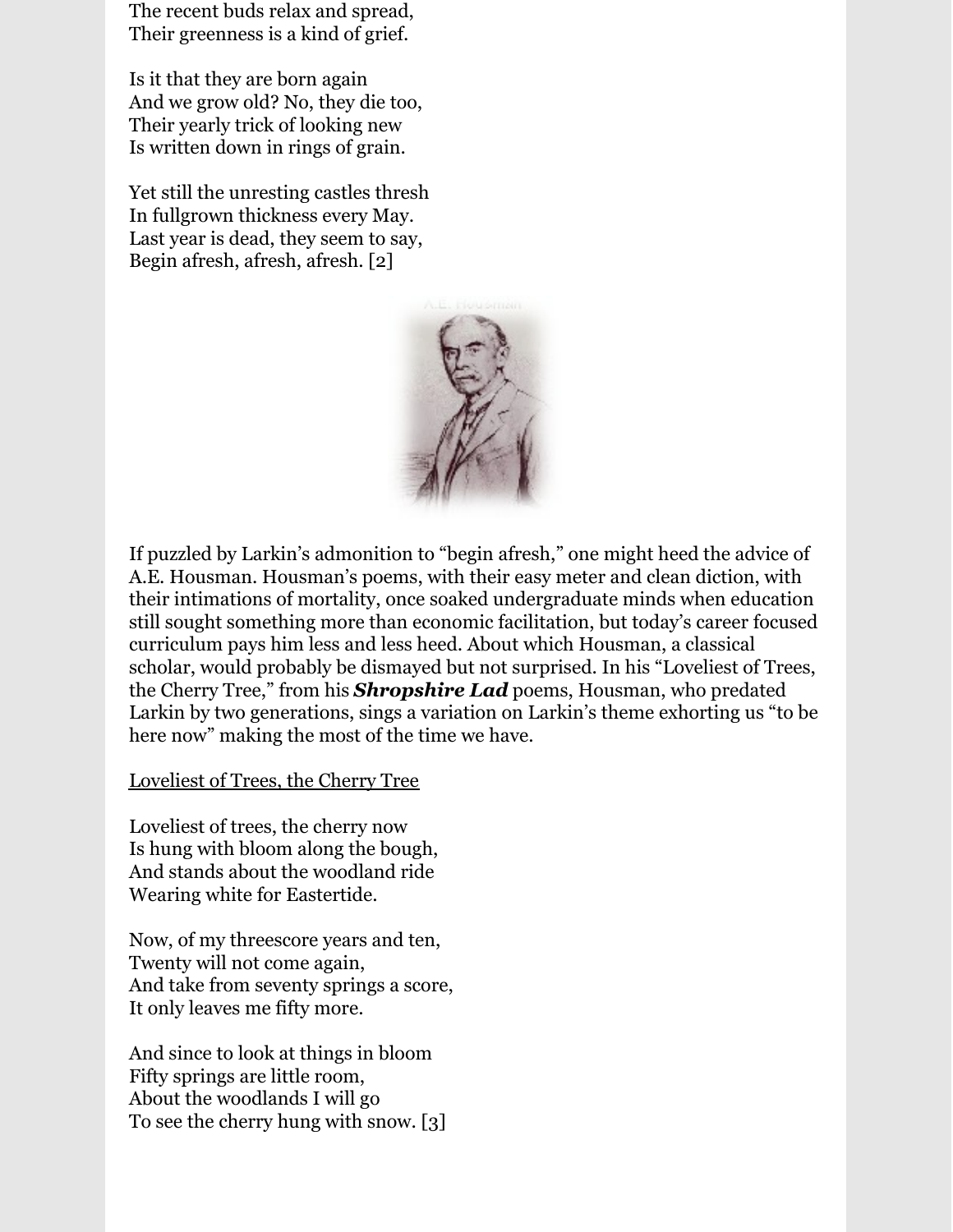The recent buds relax and spread,
Their greenness is a kind of grief.

Is it that they are born again
And we grow old? No, they die too,
Their yearly trick of looking new
Is written down in rings of grain.

Yet still the unresting castles thresh
In fullgrown thickness every May.
Last year is dead, they seem to say,
Begin afresh, afresh, afresh. [2]

If puzzled by Larkin's admonition to "begin afresh," one might heed the advice of A.E. Housman. Housman's poems, with their easy meter and clean diction, with their intimations of mortality, once soaked undergraduate minds when education still sought something more than economic facilitation, but today's career focused curriculum pays him less and less heed. About which Housman, a classical scholar, would probably be dismayed but not surprised. In his "Loveliest of Trees, the Cherry Tree," from his ***Shropshire Lad*** poems, Housman, who predated Larkin by two generations, sings a variation on Larkin's theme exhorting us "to be here now" making the most of the time we have.

Loveliest of Trees, the Cherry Tree

Loveliest of trees, the cherry now
Is hung with bloom along the bough,
And stands about the woodland ride
Wearing white for Eastertide.

Now, of my threescore years and ten,
Twenty will not come again,
And take from seventy springs a score,
It only leaves me fifty more.

And since to look at things in bloom
Fifty springs are little room,
About the woodlands I will go
To see the cherry hung with snow. [3]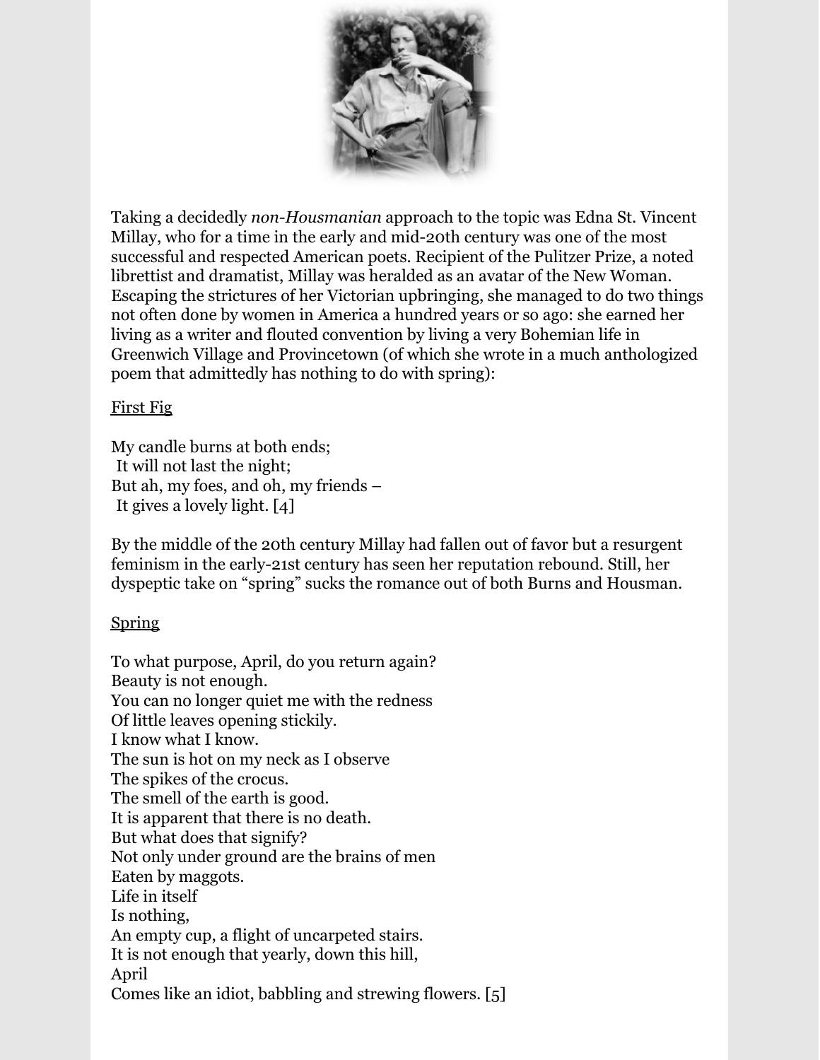Taking a decidedly *non-Housmanian* approach to the topic was Edna St. Vincent Millay, who for a time in the early and mid-20th century was one of the most successful and respected American poets. Recipient of the Pulitzer Prize, a noted librettist and dramatist, Millay was heralded as an avatar of the New Woman. Escaping the strictures of her Victorian upbringing, she managed to do two things not often done by women in America a hundred years or so ago: she earned her living as a writer and flouted convention by living a very Bohemian life in Greenwich Village and Provincetown (of which she wrote in a much anthologized poem that admittedly has nothing to do with spring):

First Fig

My candle burns at both ends;
 It will not last the night;
But ah, my foes, and oh, my friends –
 It gives a lovely light. [4]

By the middle of the 20th century Millay had fallen out of favor but a resurgent feminism in the early-21st century has seen her reputation rebound. Still, her dyspeptic take on "spring" sucks the romance out of both Burns and Housman.

Spring

To what purpose, April, do you return again?
Beauty is not enough.
You can no longer quiet me with the redness
Of little leaves opening stickily.
I know what I know.
The sun is hot on my neck as I observe
The spikes of the crocus.
The smell of the earth is good.
It is apparent that there is no death.
But what does that signify?
Not only under ground are the brains of men
Eaten by maggots.
Life in itself
Is nothing,
An empty cup, a flight of uncarpeted stairs.
It is not enough that yearly, down this hill,
April
Comes like an idiot, babbling and strewing flowers. [5]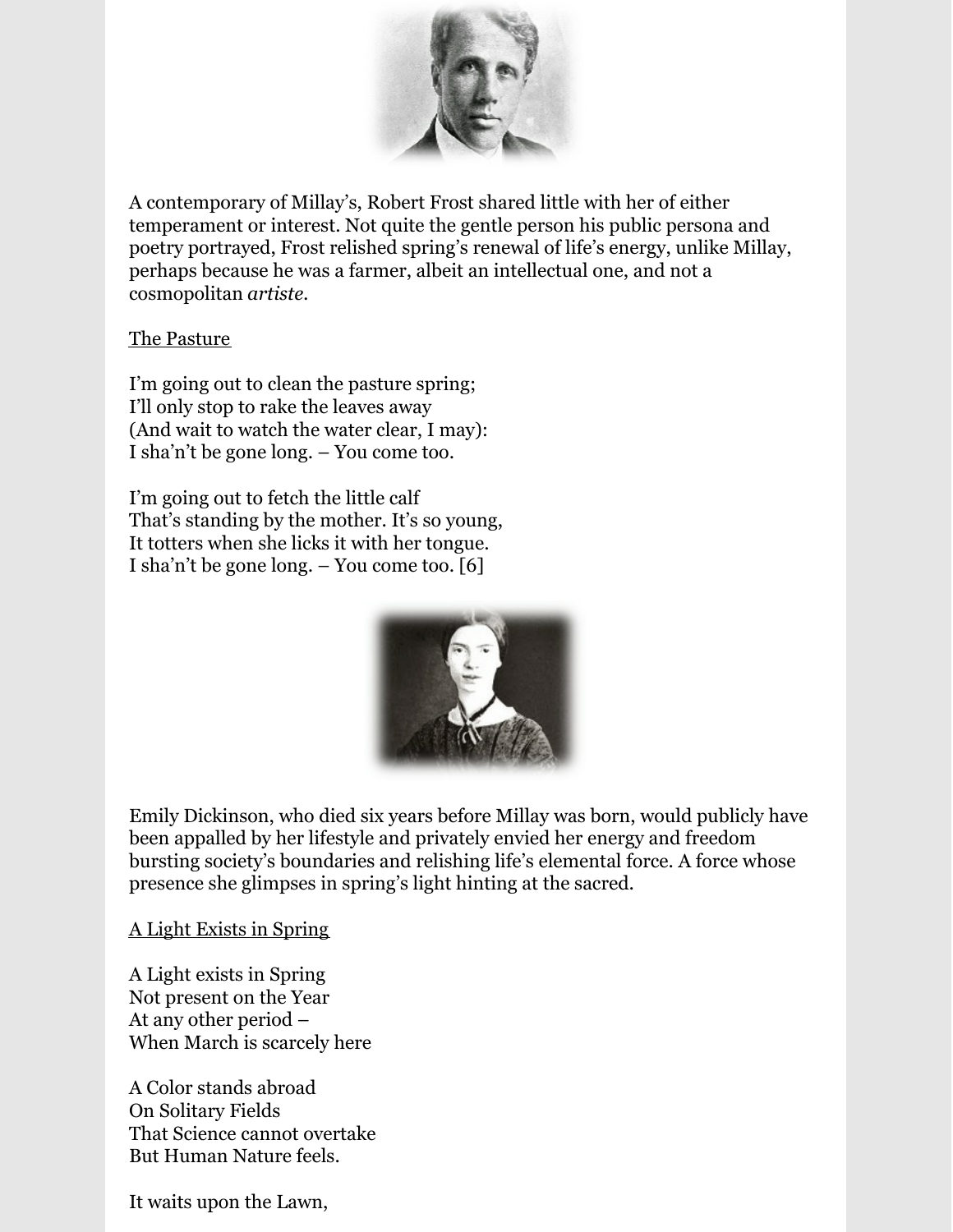A contemporary of Millay's, Robert Frost shared little with her of either temperament or interest. Not quite the gentle person his public persona and poetry portrayed, Frost relished spring's renewal of life's energy, unlike Millay, perhaps because he was a farmer, albeit an intellectual one, and not a cosmopolitan *artiste*.

The Pasture

I'm going out to clean the pasture spring;
I'll only stop to rake the leaves away
(And wait to watch the water clear, I may):
I sha'n't be gone long. – You come too.

I'm going out to fetch the little calf
That's standing by the mother. It's so young,
It totters when she licks it with her tongue.
I sha'n't be gone long. – You come too. [6]

Emily Dickinson, who died six years before Millay was born, would publicly have been appalled by her lifestyle and privately envied her energy and freedom bursting society's boundaries and relishing life's elemental force. A force whose presence she glimpses in spring's light hinting at the sacred.

A Light Exists in Spring

A Light exists in Spring
Not present on the Year
At any other period –
When March is scarcely here

A Color stands abroad
On Solitary Fields
That Science cannot overtake
But Human Nature feels.

It waits upon the Lawn,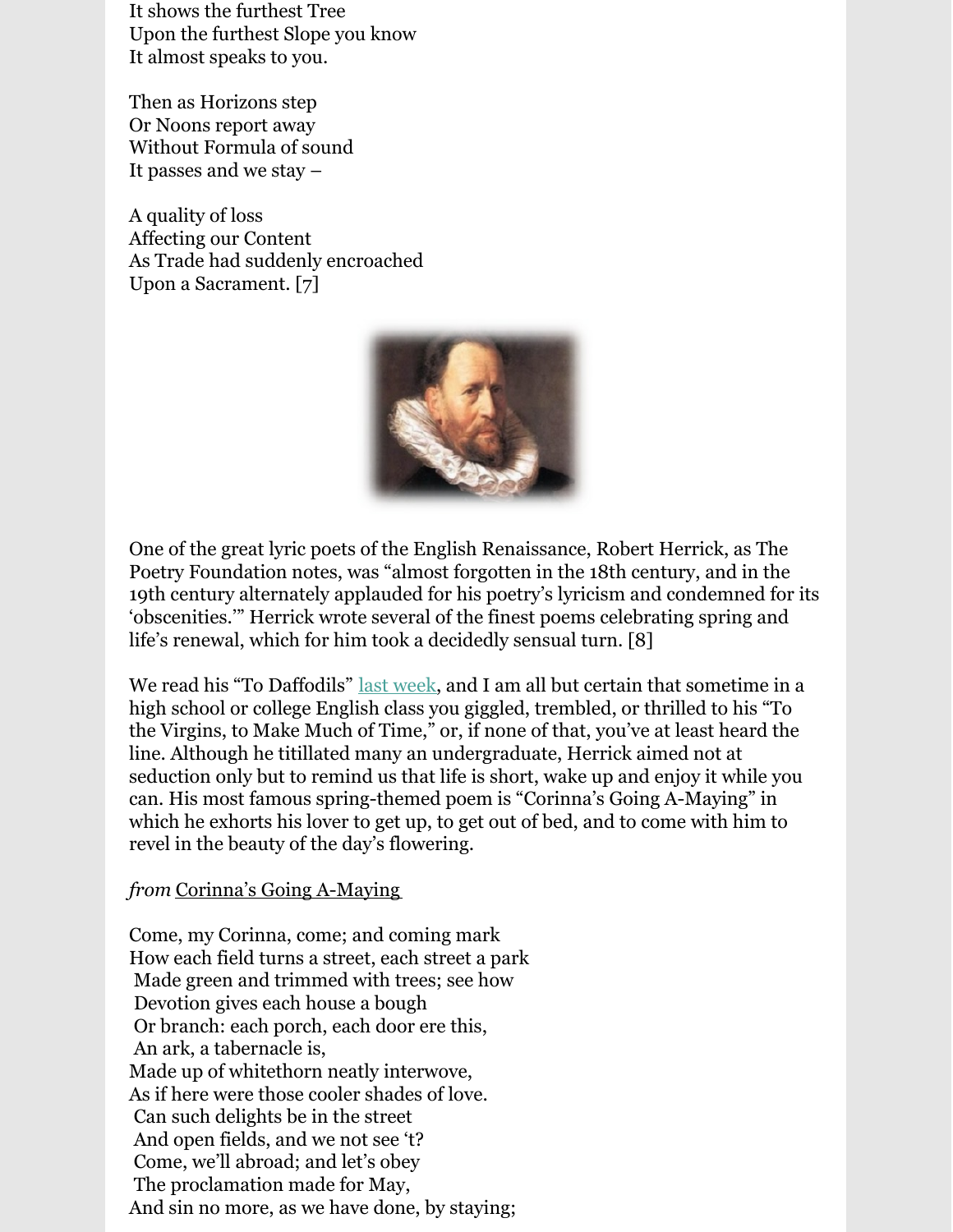It shows the furthest Tree
Upon the furthest Slope you know
It almost speaks to you.

Then as Horizons step
Or Noons report away
Without Formula of sound
It passes and we stay –

A quality of loss
Affecting our Content
As Trade had suddenly encroached
Upon a Sacrament. [7]

One of the great lyric poets of the English Renaissance, Robert Herrick, as The Poetry Foundation notes, was "almost forgotten in the 18th century, and in the 19th century alternately applauded for his poetry's lyricism and condemned for its 'obscenities.'" Herrick wrote several of the finest poems celebrating spring and life's renewal, which for him took a decidedly sensual turn. [8]

We read his "To Daffodils" last week, and I am all but certain that sometime in a high school or college English class you giggled, trembled, or thrilled to his "To the Virgins, to Make Much of Time," or, if none of that, you've at least heard the line. Although he titillated many an undergraduate, Herrick aimed not at seduction only but to remind us that life is short, wake up and enjoy it while you can. His most famous spring-themed poem is "Corinna's Going A-Maying" in which he exhorts his lover to get up, to get out of bed, and to come with him to revel in the beauty of the day's flowering.

*from* Corinna's Going A-Maying

Come, my Corinna, come; and coming mark
How each field turns a street, each street a park
 Made green and trimmed with trees; see how
 Devotion gives each house a bough
 Or branch: each porch, each door ere this,
 An ark, a tabernacle is,
Made up of whitethorn neatly interwove,
As if here were those cooler shades of love.
 Can such delights be in the street
 And open fields, and we not see 't?
 Come, we'll abroad; and let's obey
 The proclamation made for May,
And sin no more, as we have done, by staying;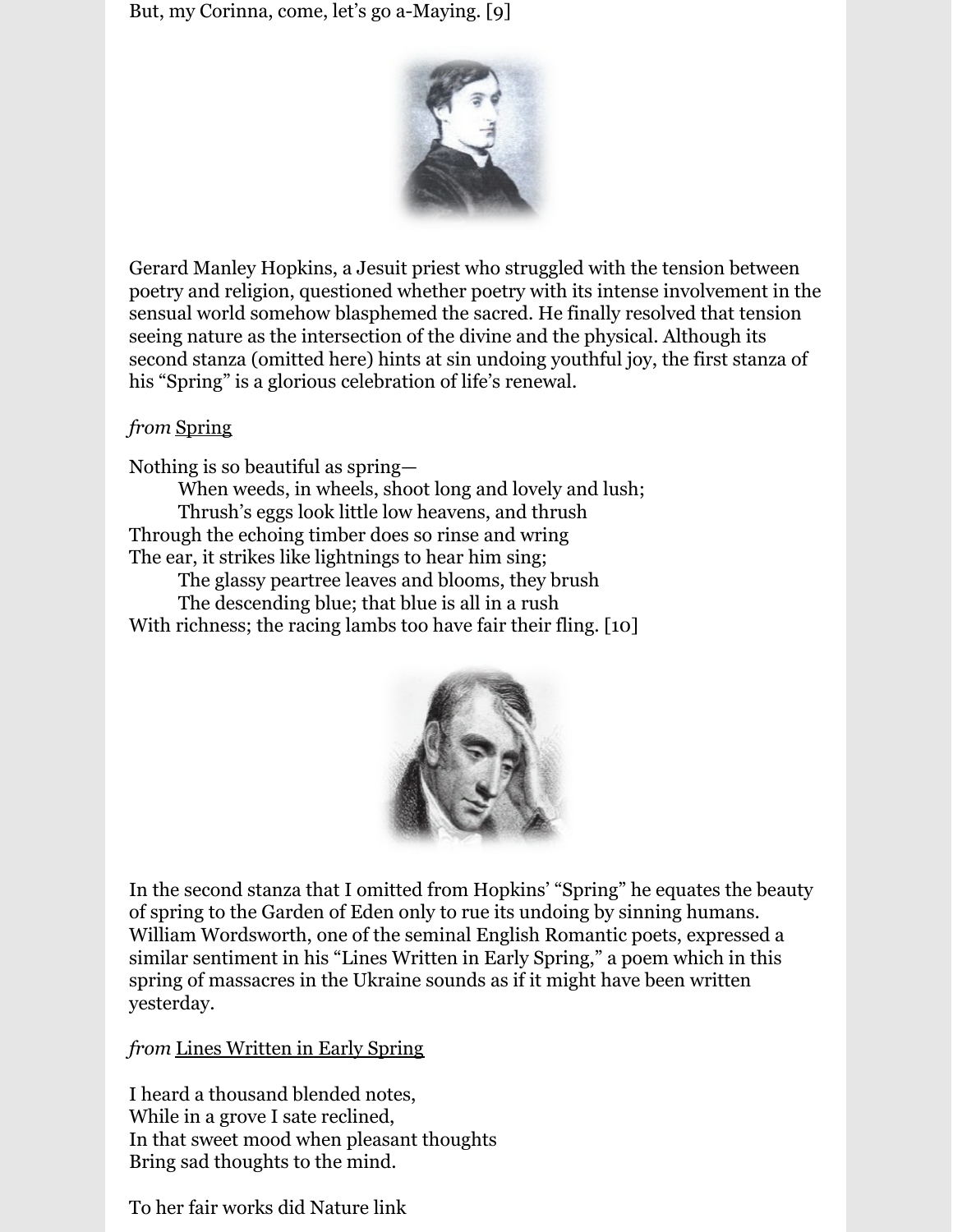But, my Corinna, come, let's go a-Maying. [9]

Gerard Manley Hopkins, a Jesuit priest who struggled with the tension between poetry and religion, questioned whether poetry with its intense involvement in the sensual world somehow blasphemed the sacred. He finally resolved that tension seeing nature as the intersection of the divine and the physical. Although its second stanza (omitted here) hints at sin undoing youthful joy, the first stanza of his "Spring" is a glorious celebration of life's renewal.

*from* Spring

Nothing is so beautiful as spring—
        When weeds, in wheels, shoot long and lovely and lush;
        Thrush's eggs look little low heavens, and thrush
Through the echoing timber does so rinse and wring
The ear, it strikes like lightnings to hear him sing;
        The glassy peartree leaves and blooms, they brush
        The descending blue; that blue is all in a rush
With richness; the racing lambs too have fair their fling. [10]

In the second stanza that I omitted from Hopkins' "Spring" he equates the beauty of spring to the Garden of Eden only to rue its undoing by sinning humans. William Wordsworth, one of the seminal English Romantic poets, expressed a similar sentiment in his "Lines Written in Early Spring," a poem which in this spring of massacres in the Ukraine sounds as if it might have been written yesterday.

*from* Lines Written in Early Spring

I heard a thousand blended notes,
While in a grove I sate reclined,
In that sweet mood when pleasant thoughts
Bring sad thoughts to the mind.

To her fair works did Nature link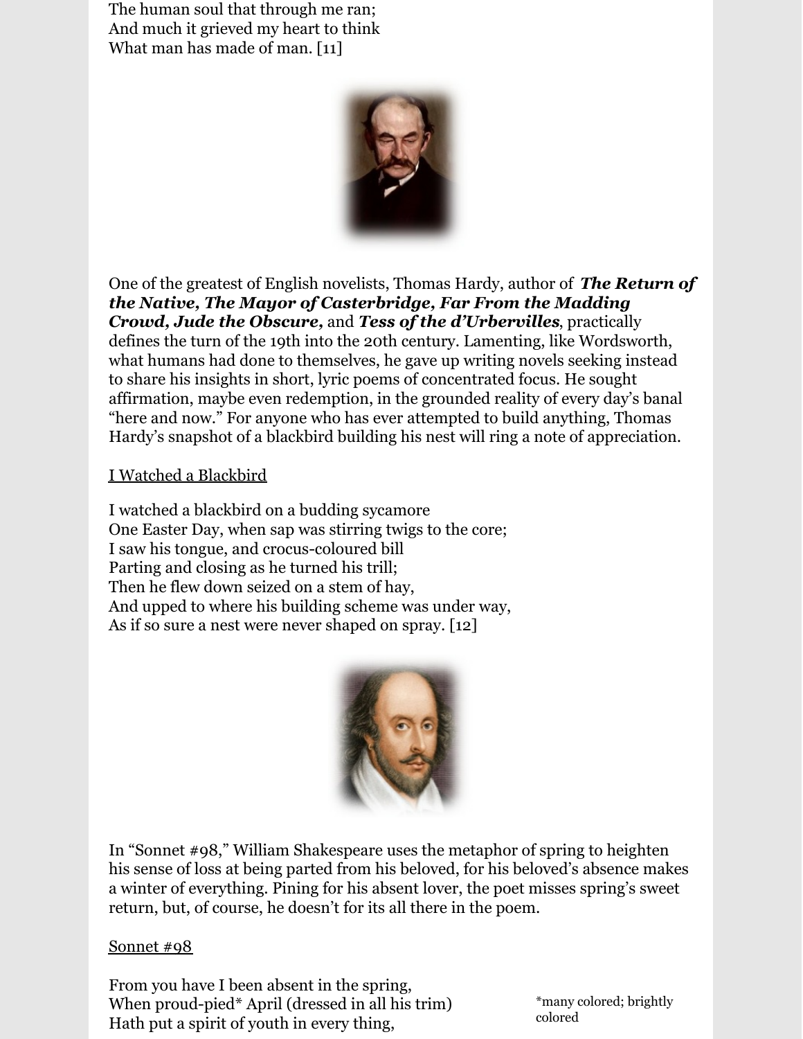The human soul that through me ran;
And much it grieved my heart to think
What man has made of man. [11]

One of the greatest of English novelists, Thomas Hardy, author of ***The Return of the Native, The Mayor of Casterbridge, Far From the Madding Crowd, Jude the Obscure,*** and ***Tess of the d'Urbervilles***, practically defines the turn of the 19th into the 20th century. Lamenting, like Wordsworth, what humans had done to themselves, he gave up writing novels seeking instead to share his insights in short, lyric poems of concentrated focus. He sought affirmation, maybe even redemption, in the grounded reality of every day's banal "here and now." For anyone who has ever attempted to build anything, Thomas Hardy's snapshot of a blackbird building his nest will ring a note of appreciation.

I Watched a Blackbird

I watched a blackbird on a budding sycamore
One Easter Day, when sap was stirring twigs to the core;
I saw his tongue, and crocus-coloured bill
Parting and closing as he turned his trill;
Then he flew down seized on a stem of hay,
And upped to where his building scheme was under way,
As if so sure a nest were never shaped on spray. [12]

In "Sonnet #98," William Shakespeare uses the metaphor of spring to heighten his sense of loss at being parted from his beloved, for his beloved's absence makes a winter of everything. Pining for his absent lover, the poet misses spring's sweet return, but, of course, he doesn't for its all there in the poem.

Sonnet #98

From you have I been absent in the spring,
When proud-pied* April (dressed in all his trim)
Hath put a spirit of youth in every thing,

*many colored; brightly colored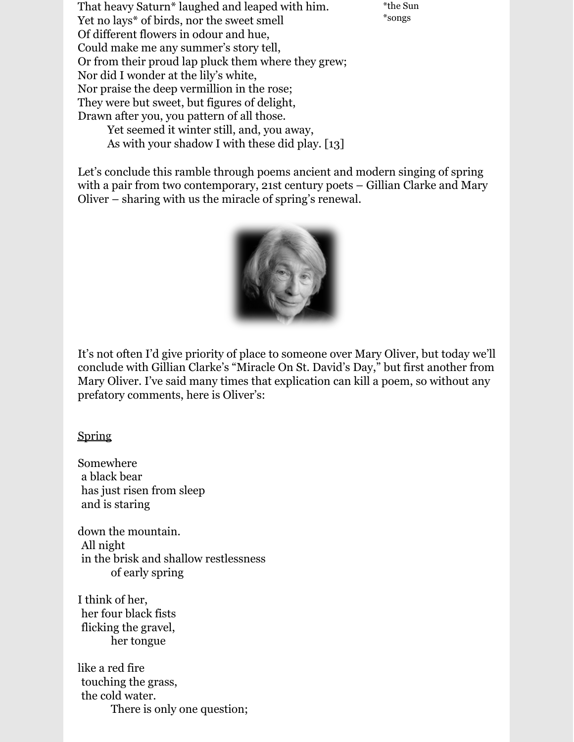That heavy Saturn* laughed and leaped with him.
Yet no lays* of birds, nor the sweet smell
Of different flowers in odour and hue,
Could make me any summer's story tell,
Or from their proud lap pluck them where they grew;
Nor did I wonder at the lily's white,
Nor praise the deep vermillion in the rose;
They were but sweet, but figures of delight,
Drawn after you, you pattern of all those.
    Yet seemed it winter still, and, you away,
    As with your shadow I with these did play. [13]

*the Sun
*songs

Let's conclude this ramble through poems ancient and modern singing of spring with a pair from two contemporary, 21st century poets – Gillian Clarke and Mary Oliver – sharing with us the miracle of spring's renewal.

It's not often I'd give priority of place to someone over Mary Oliver, but today we'll conclude with Gillian Clarke's "Miracle On St. David's Day," but first another from Mary Oliver. I've said many times that explication can kill a poem, so without any prefatory comments, here is Oliver's:

<u>Spring</u>

Somewhere
 a black bear
 has just risen from sleep
 and is staring

down the mountain.
 All night
 in the brisk and shallow restlessness
    of early spring

I think of her,
 her four black fists
 flicking the gravel,
    her tongue

like a red fire
 touching the grass,
 the cold water.
    There is only one question;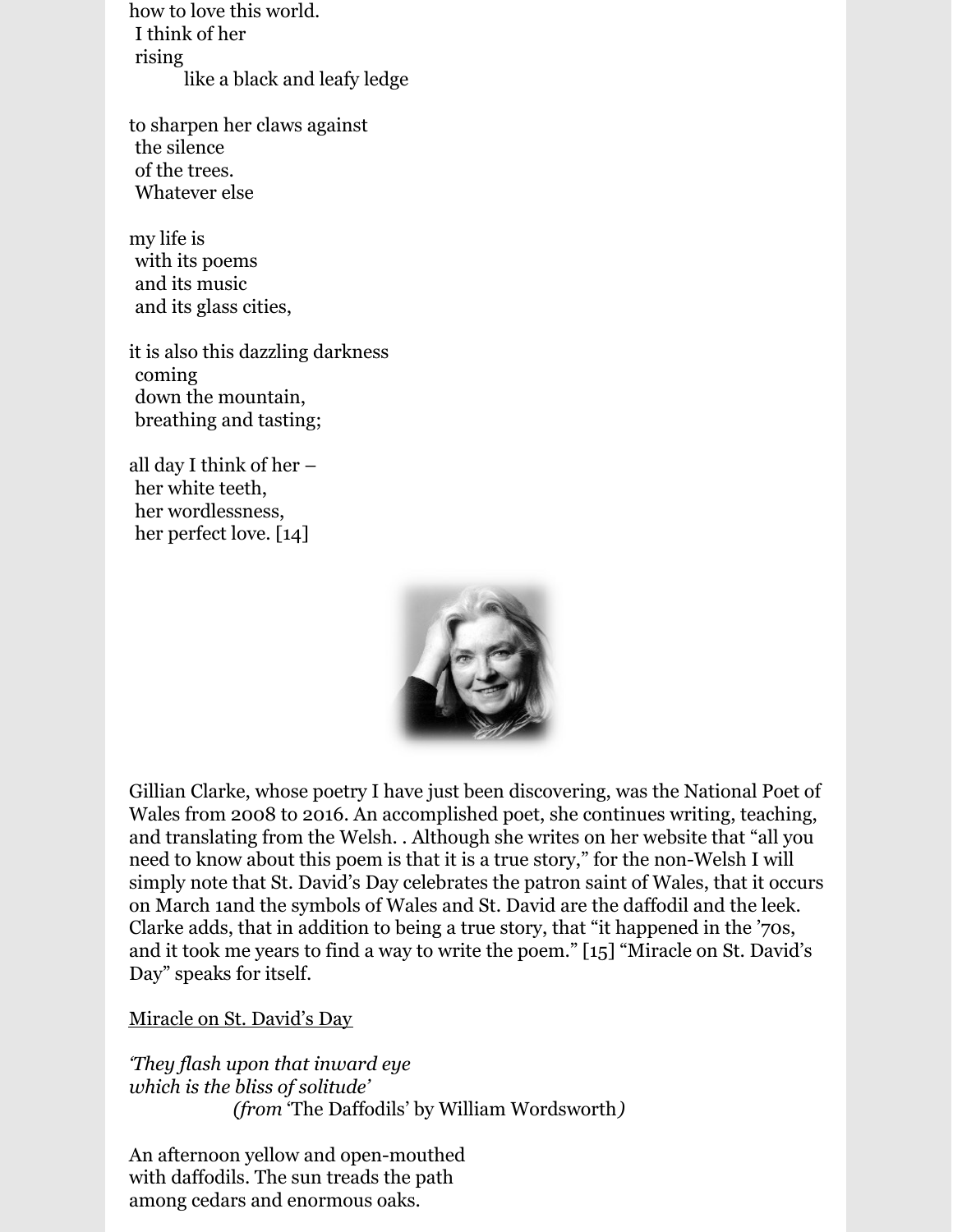how to love this world.
 I think of her
 rising
  like a black and leafy ledge

to sharpen her claws against
 the silence
 of the trees.
 Whatever else

my life is
 with its poems
 and its music
 and its glass cities,

it is also this dazzling darkness
 coming
 down the mountain,
 breathing and tasting;

all day I think of her –
 her white teeth,
 her wordlessness,
 her perfect love. [14]

Gillian Clarke, whose poetry I have just been discovering, was the National Poet of Wales from 2008 to 2016. An accomplished poet, she continues writing, teaching, and translating from the Welsh. . Although she writes on her website that "all you need to know about this poem is that it is a true story," for the non-Welsh I will simply note that St. David's Day celebrates the patron saint of Wales, that it occurs on March 1and the symbols of Wales and St. David are the daffodil and the leek. Clarke adds, that in addition to being a true story, that "it happened in the '70s, and it took me years to find a way to write the poem." [15] "Miracle on St. David's Day" speaks for itself.

<u>Miracle on St. David's Day</u>

*'They flash upon that inward eye*
*which is the bliss of solitude'*
  *(from* 'The Daffodils' by William Wordsworth*)*

An afternoon yellow and open-mouthed
with daffodils. The sun treads the path
among cedars and enormous oaks.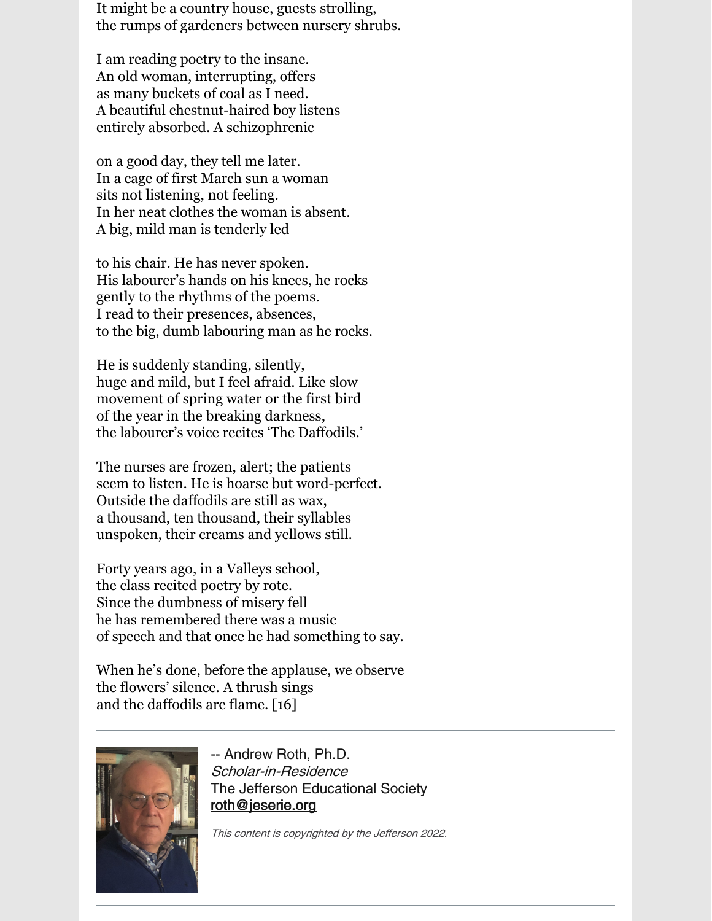It might be a country house, guests strolling,
the rumps of gardeners between nursery shrubs.

I am reading poetry to the insane.
An old woman, interrupting, offers
as many buckets of coal as I need.
A beautiful chestnut-haired boy listens
entirely absorbed. A schizophrenic

on a good day, they tell me later.
In a cage of first March sun a woman
sits not listening, not feeling.
In her neat clothes the woman is absent.
A big, mild man is tenderly led

to his chair. He has never spoken.
His labourer's hands on his knees, he rocks
gently to the rhythms of the poems.
I read to their presences, absences,
to the big, dumb labouring man as he rocks.

He is suddenly standing, silently,
huge and mild, but I feel afraid. Like slow
movement of spring water or the first bird
of the year in the breaking darkness,
the labourer's voice recites 'The Daffodils.'

The nurses are frozen, alert; the patients
seem to listen. He is hoarse but word-perfect.
Outside the daffodils are still as wax,
a thousand, ten thousand, their syllables
unspoken, their creams and yellows still.

Forty years ago, in a Valleys school,
the class recited poetry by rote.
Since the dumbness of misery fell
he has remembered there was a music
of speech and that once he had something to say.

When he's done, before the applause, we observe
the flowers' silence. A thrush sings
and the daffodils are flame. [16]

---

-- Andrew Roth, Ph.D.
*Scholar-in-Residence*
The Jefferson Educational Society
roth@jeserie.org

*This content is copyrighted by the Jefferson 2022.*

---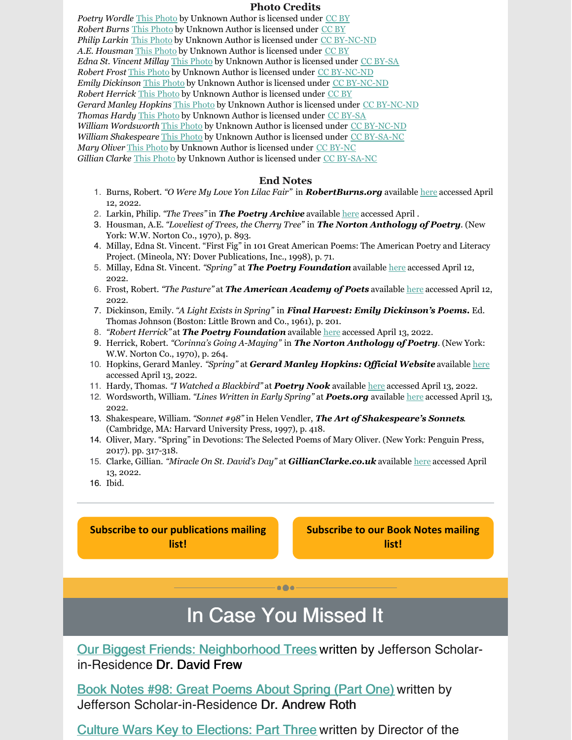## Photo Credits

*Poetry Wordle* This Photo by Unknown Author is licensed under CC BY
*Robert Burns* This Photo by Unknown Author is licensed under CC BY
*Philip Larkin* This Photo by Unknown Author is licensed under CC BY-NC-ND
*A.E. Housman* This Photo by Unknown Author is licensed under CC BY
*Edna St. Vincent Millay* This Photo by Unknown Author is licensed under CC BY-SA
*Robert Frost* This Photo by Unknown Author is licensed under CC BY-NC-ND
*Emily Dickinson* This Photo by Unknown Author is licensed under CC BY-NC-ND
*Robert Herrick* This Photo by Unknown Author is licensed under CC BY
*Gerard Manley Hopkins* This Photo by Unknown Author is licensed under CC BY-NC-ND
*Thomas Hardy* This Photo by Unknown Author is licensed under CC BY-SA
*William Wordsworth* This Photo by Unknown Author is licensed under CC BY-NC-ND
*William Shakespeare* This Photo by Unknown Author is licensed under CC BY-SA-NC
*Mary Oliver* This Photo by Unknown Author is licensed under CC BY-NC
*Gillian Clarke* This Photo by Unknown Author is licensed under CC BY-SA-NC

## End Notes

1. Burns, Robert. *"O Were My Love Yon Lilac Fair"* in ***RobertBurns.org*** available here accessed April 12, 2022.
2. Larkin, Philip. *"The Trees"* in ***The Poetry Archive*** available here accessed April .
3. Housman, A.E. *"Loveliest of Trees, the Cherry Tree"* in ***The Norton Anthology of Poetry***. (New York: W.W. Norton Co., 1970), p. 893.
4. Millay, Edna St. Vincent. "First Fig" in 101 Great American Poems: The American Poetry and Literacy Project. (Mineola, NY: Dover Publications, Inc., 1998), p. 71.
5. Millay, Edna St. Vincent. *"Spring"* at ***The Poetry Foundation*** available here accessed April 12, 2022.
6. Frost, Robert. *"The Pasture"* at ***The American Academy of Poets*** available here accessed April 12, 2022.
7. Dickinson, Emily. *"A Light Exists in Spring"* in ***Final Harvest: Emily Dickinson's Poems.*** Ed. Thomas Johnson (Boston: Little Brown and Co., 1961), p. 201.
8. *"Robert Herrick"* at ***The Poetry Foundation*** available here accessed April 13, 2022.
9. Herrick, Robert. *"Corinna's Going A-Maying"* in ***The Norton Anthology of Poetry***. (New York: W.W. Norton Co., 1970), p. 264.
10. Hopkins, Gerard Manley. *"Spring"* at ***Gerard Manley Hopkins: Official Website*** available here accessed April 13, 2022.
11. Hardy, Thomas. *"I Watched a Blackbird"* at ***Poetry Nook*** available here accessed April 13, 2022.
12. Wordsworth, William. *"Lines Written in Early Spring"* at ***Poets.org*** available here accessed April 13, 2022.
13. Shakespeare, William. *"Sonnet #98"* in Helen Vendler, ***The Art of Shakespeare's Sonnets***. (Cambridge, MA: Harvard University Press, 1997), p. 418.
14. Oliver, Mary. "Spring" in Devotions: The Selected Poems of Mary Oliver. (New York: Penguin Press, 2017). pp. 317-318.
15. Clarke, Gillian. *"Miracle On St. David's Day"* at ***GillianClarke.co.uk*** available here accessed April 13, 2022.
16. Ibid.

---

**Subscribe to our publications mailing list!**

**Subscribe to our Book Notes mailing list!**

# In Case You Missed It

Our Biggest Friends: Neighborhood Trees written by Jefferson Scholar-in-Residence **Dr. David Frew**

Book Notes #98: Great Poems About Spring (Part One) written by Jefferson Scholar-in-Residence **Dr. Andrew Roth**

Culture Wars Key to Elections: Part Three written by Director of the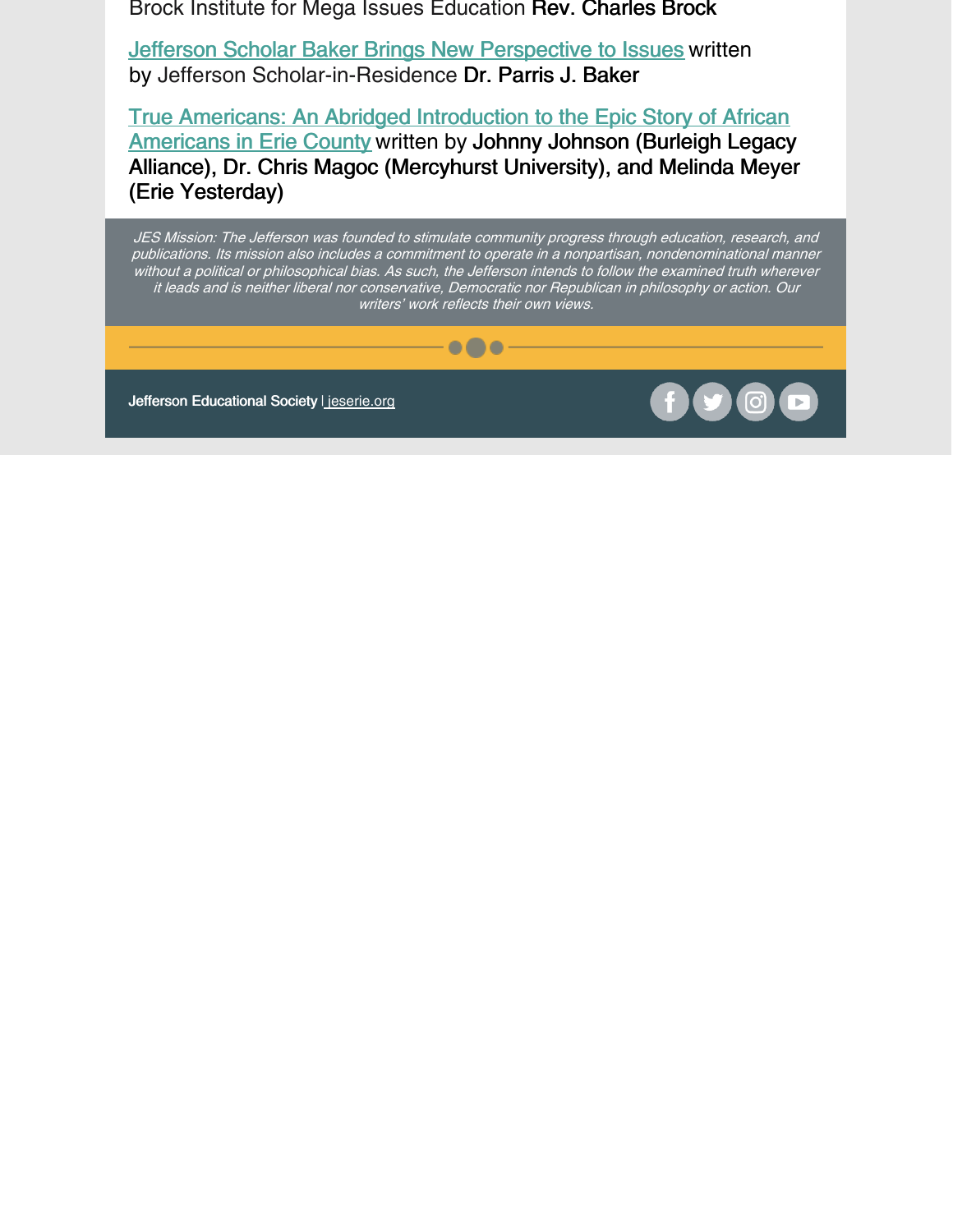Brock Institute for Mega Issues Education **Rev. Charles Brock**

Jefferson Scholar Baker Brings New Perspective to Issues written by Jefferson Scholar-in-Residence **Dr. Parris J. Baker**

True Americans: An Abridged Introduction to the Epic Story of African Americans in Erie County written by **Johnny Johnson (Burleigh Legacy Alliance), Dr. Chris Magoc (Mercyhurst University), and Melinda Meyer (Erie Yesterday)**

*JES Mission: The Jefferson was founded to stimulate community progress through education, research, and publications. Its mission also includes a commitment to operate in a nonpartisan, nondenominational manner without a political or philosophical bias. As such, the Jefferson intends to follow the examined truth wherever it leads and is neither liberal nor conservative, Democratic nor Republican in philosophy or action. Our writers' work reflects their own views.*

**Jefferson Educational Society** | jeserie.org